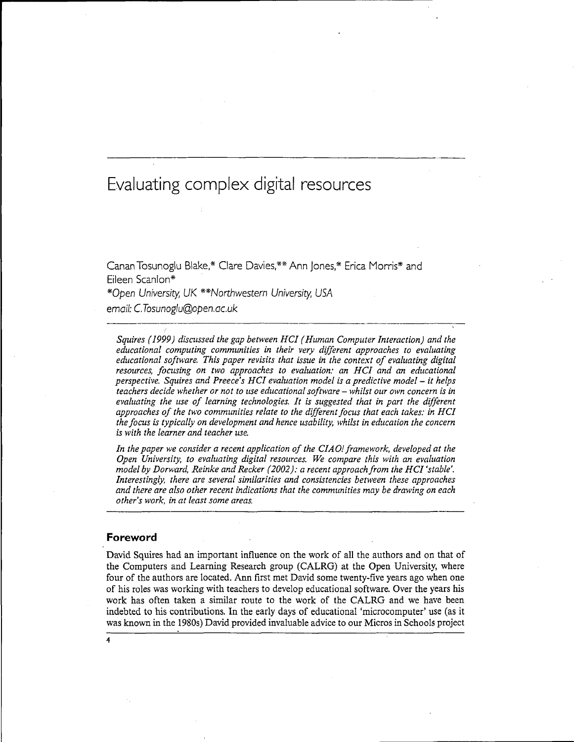# Evaluating complex digital resources

Canan Tosunoglu Blake,* Clare Davies,** Ann Jones,* Erica Morris* and Eileen Scanlon*

*Open University, UK **Northwestern University, USA

email: C.Tosunoglu@open.ac.uk

*Squires (1999) discussed the gap between HCI (Human Computer Interaction) and the educational computing communities in their very different approaches to evaluating educational software. This paper revisits that issue in the context of evaluating digital resources, focusing on two approaches to evaluation: an HCI and an educational perspective. Squires and Preece's HCI evaluation model is a predictive model – it helps teachers decide whether or not to use educational software – whilst our own concern is in evaluating the use of learning technologies. It is suggested that in part the different approaches of the two communities relate to the different focus that each takes: in HCI the focus is typically on development and hence usability, whilst in education the concern is with the learner and teacher use.*

*In the paper we consider a recent application of the CIAO! framework, developed at the Open University, to evaluating digital resources. We compare this with an evaluation model by Dorward, Reinke and Recker (2002): a recent approach from the HCI 'stable'. Interestingly, there are several similarities and consistencies between these approaches and there are also other recent indications that the communities may be drawing on each other's work, in at least some areas.*

## Foreword

David Squires had an important influence on the work of all the authors and on that of the Computers and Learning Research group (CALRG) at the Open University, where four of the authors are located. Ann first met David some twenty-five years ago when one of his roles was working with teachers to develop educational software. Over the years his work has often taken a similar route to the work of the CALRG and we have been indebted to his contributions. In the early days of educational 'microcomputer' use (as it was known in the 1980s) David provided invaluable advice to our Micros in Schools project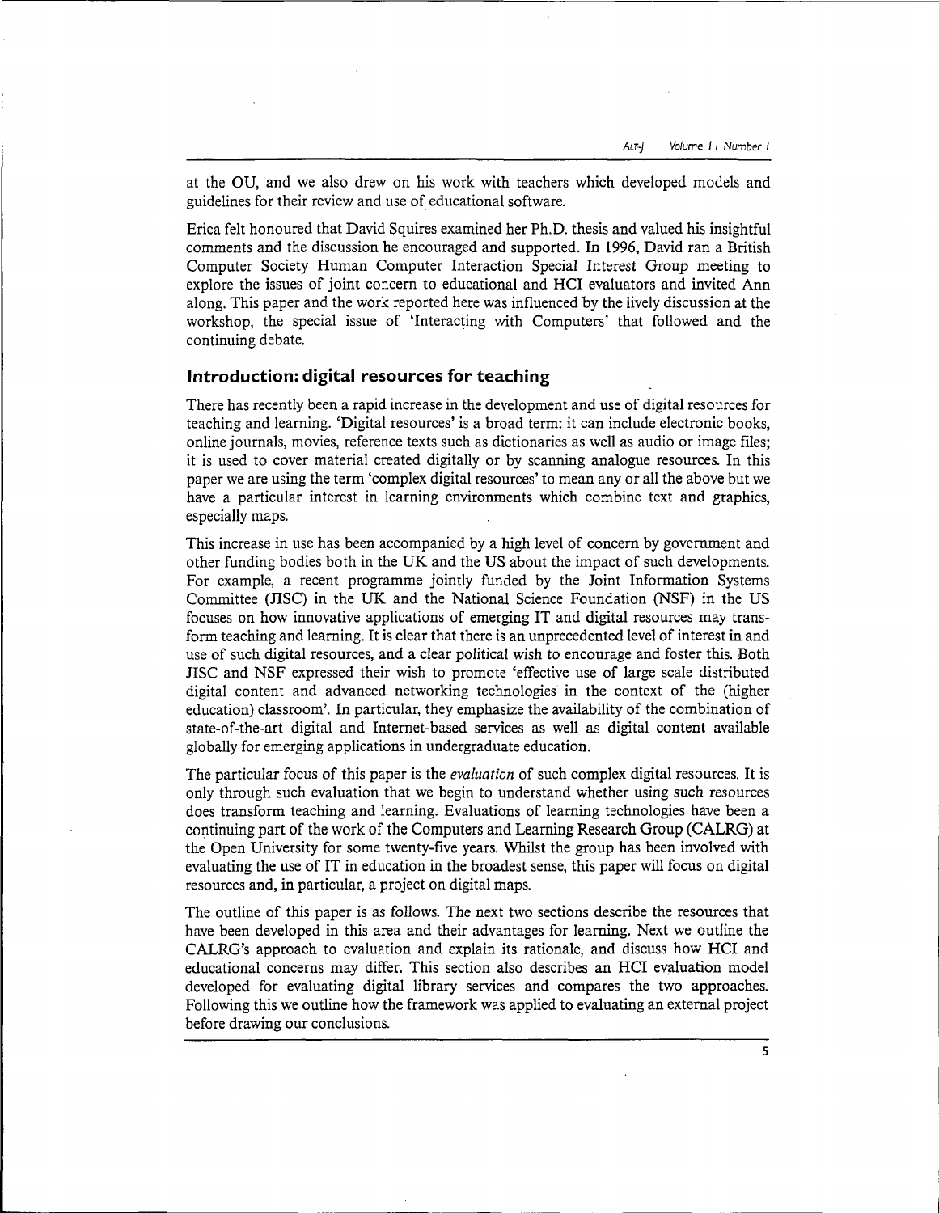at the OU, and we also drew on his work with teachers which developed models and guidelines for their review and use of educational software.

Erica felt honoured that David Squires examined her Ph.D. thesis and valued his insightful comments and the discussion he encouraged and supported. In 1996, David ran a British Computer Society Human Computer Interaction Special Interest Group meeting to explore the issues of joint concern to educational and HCI evaluators and invited Ann along. This paper and the work reported here was influenced by the lively discussion at the workshop, the special issue of 'Interacting with Computers' that followed and the continuing debate.

## Introduction: digital resources for teaching

There has recently been a rapid increase in the development and use of digital resources for teaching and learning. 'Digital resources' is a broad term: it can include electronic books, online journals, movies, reference texts such as dictionaries as well as audio or image files; it is used to cover material created digitally or by scanning analogue resources. In this paper we are using the term 'complex digital resources' to mean any or all the above but we have a particular interest in learning environments which combine text and graphics, especially maps.

This increase in use has been accompanied by a high level of concern by government and other funding bodies both in the UK and the US about the impact of such developments. For example, a recent programme jointly funded by the Joint Information Systems Committee (JISC) in the UK and the National Science Foundation (NSF) in the US focuses on how innovative applications of emerging IT and digital resources may transform teaching and learning. It is clear that there is an unprecedented level of interest in and use of such digital resources, and a clear political wish to encourage and foster this. Both JISC and NSF expressed their wish to promote 'effective use of large scale distributed digital content and advanced networking technologies in the context of the (higher education) classroom'. In particular, they emphasize the availability of the combination of state-of-the-art digital and Internet-based services as well as digital content available globally for emerging applications in undergraduate education.

The particular focus of this paper is the *evaluation* of such complex digital resources. It is only through such evaluation that we begin to understand whether using such resources does transform teaching and learning. Evaluations of learning technologies have been a continuing part of the work of the Computers and Learning Research Group (CALRG) at the Open University for some twenty-five years. Whilst the group has been involved with evaluating the use of IT in education in the broadest sense, this paper will focus on digital resources and, in particular, a project on digital maps.

The outline of this paper is as follows. The next two sections describe the resources that have been developed in this area and their advantages for learning. Next we outline the CALRG's approach to evaluation and explain its rationale, and discuss how HCI and educational concerns may differ. This section also describes an HCI evaluation model developed for evaluating digital library services and compares the two approaches. Following this we outline how the framework was applied to evaluating an external project before drawing our conclusions.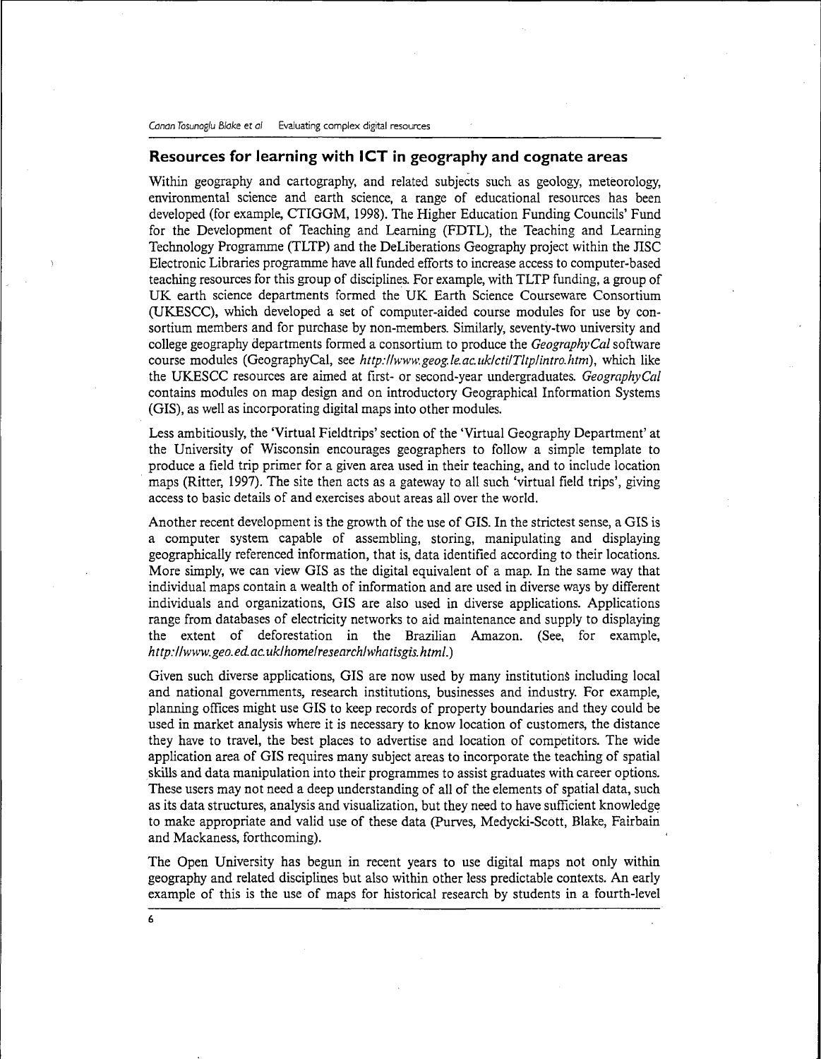## Resources for learning with ICT in geography and cognate areas

Within geography and cartography, and related subjects such as geology, meteorology, environmental science and earth science, a range of educational resources has been developed (for example, CTIGGM, 1998). The Higher Education Funding Councils' Fund for the Development of Teaching and Learning (FDTL), the Teaching and Learning Technology Programme (TLTP) and the DeLiberations Geography project within the JISC Electronic Libraries programme have all funded efforts to increase access to computer-based teaching resources for this group of disciplines. For example, with TLTP funding, a group of UK earth science departments formed the UK Earth Science Courseware Consortium (UKESCC), which developed a set of computer-aided course modules for use by consortium members and for purchase by non-members. Similarly, seventy-two university and college geography departments formed a consortium to produce the *GeographyCal* software course modules (GeographyCal, see *http://www.geog.le.ac.uk/cti/Tltp/intro.htm*), which like the UKESCC resources are aimed at first- or second-year undergraduates. *GeographyCal* contains modules on map design and on introductory Geographical Information Systems (GIS), as well as incorporating digital maps into other modules.

Less ambitiously, the 'Virtual Fieldtrips' section of the 'Virtual Geography Department' at the University of Wisconsin encourages geographers to follow a simple template to produce a field trip primer for a given area used in their teaching, and to include location maps (Ritter, 1997). The site then acts as a gateway to all such 'virtual field trips', giving access to basic details of and exercises about areas all over the world.

Another recent development is the growth of the use of GIS. In the strictest sense, a GIS is a computer system capable of assembling, storing, manipulating and displaying geographically referenced information, that is, data identified according to their locations. More simply, we can view GIS as the digital equivalent of a map. In the same way that individual maps contain a wealth of information and are used in diverse ways by different individuals and organizations, GIS are also used in diverse applications. Applications range from databases of electricity networks to aid maintenance and supply to displaying the extent of deforestation in the Brazilian Amazon. (See, for example, *http://www.geo.ed.ac.uk/home/research/whatisgis.html*.)

Given such diverse applications, GIS are now used by many institutions including local and national governments, research institutions, businesses and industry. For example, planning offices might use GIS to keep records of property boundaries and they could be used in market analysis where it is necessary to know location of customers, the distance they have to travel, the best places to advertise and location of competitors. The wide application area of GIS requires many subject areas to incorporate the teaching of spatial skills and data manipulation into their programmes to assist graduates with career options. These users may not need a deep understanding of all of the elements of spatial data, such as its data structures, analysis and visualization, but they need to have sufficient knowledge to make appropriate and valid use of these data (Purves, Medycki-Scott, Blake, Fairbain and Mackaness, forthcoming).

The Open University has begun in recent years to use digital maps not only within geography and related disciplines but also within other less predictable contexts. An early example of this is the use of maps for historical research by students in a fourth-level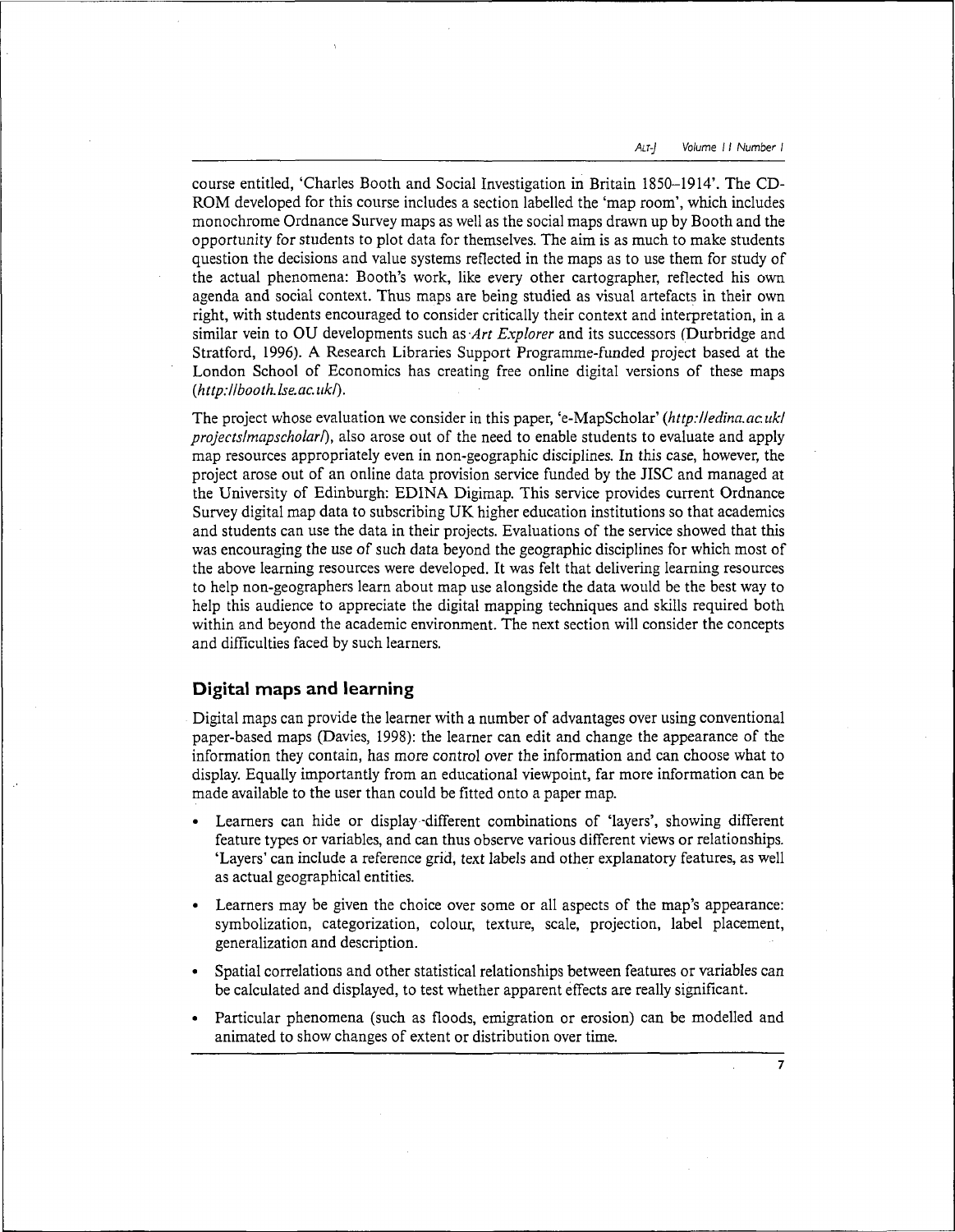course entitled, 'Charles Booth and Social Investigation in Britain 1850–1914'. The CD-ROM developed for this course includes a section labelled the 'map room', which includes monochrome Ordnance Survey maps as well as the social maps drawn up by Booth and the opportunity for students to plot data for themselves. The aim is as much to make students question the decisions and value systems reflected in the maps as to use them for study of the actual phenomena: Booth's work, like every other cartographer, reflected his own agenda and social context. Thus maps are being studied as visual artefacts in their own right, with students encouraged to consider critically their context and interpretation, in a similar vein to OU developments such as *Art Explorer* and its successors (Durbridge and Stratford, 1996). A Research Libraries Support Programme-funded project based at the London School of Economics has creating free online digital versions of these maps (*http://booth.lse.ac.uk/*).

The project whose evaluation we consider in this paper, 'e-MapScholar' (*http://edina.ac.uk/projects/mapscholar/*), also arose out of the need to enable students to evaluate and apply map resources appropriately even in non-geographic disciplines. In this case, however, the project arose out of an online data provision service funded by the JISC and managed at the University of Edinburgh: EDINA Digimap. This service provides current Ordnance Survey digital map data to subscribing UK higher education institutions so that academics and students can use the data in their projects. Evaluations of the service showed that this was encouraging the use of such data beyond the geographic disciplines for which most of the above learning resources were developed. It was felt that delivering learning resources to help non-geographers learn about map use alongside the data would be the best way to help this audience to appreciate the digital mapping techniques and skills required both within and beyond the academic environment. The next section will consider the concepts and difficulties faced by such learners.

## Digital maps and learning

Digital maps can provide the learner with a number of advantages over using conventional paper-based maps (Davies, 1998): the learner can edit and change the appearance of the information they contain, has more control over the information and can choose what to display. Equally importantly from an educational viewpoint, far more information can be made available to the user than could be fitted onto a paper map.

- Learners can hide or display different combinations of 'layers', showing different feature types or variables, and can thus observe various different views or relationships. 'Layers' can include a reference grid, text labels and other explanatory features, as well as actual geographical entities.
- Learners may be given the choice over some or all aspects of the map's appearance: symbolization, categorization, colour, texture, scale, projection, label placement, generalization and description.
- Spatial correlations and other statistical relationships between features or variables can be calculated and displayed, to test whether apparent effects are really significant.
- Particular phenomena (such as floods, emigration or erosion) can be modelled and animated to show changes of extent or distribution over time.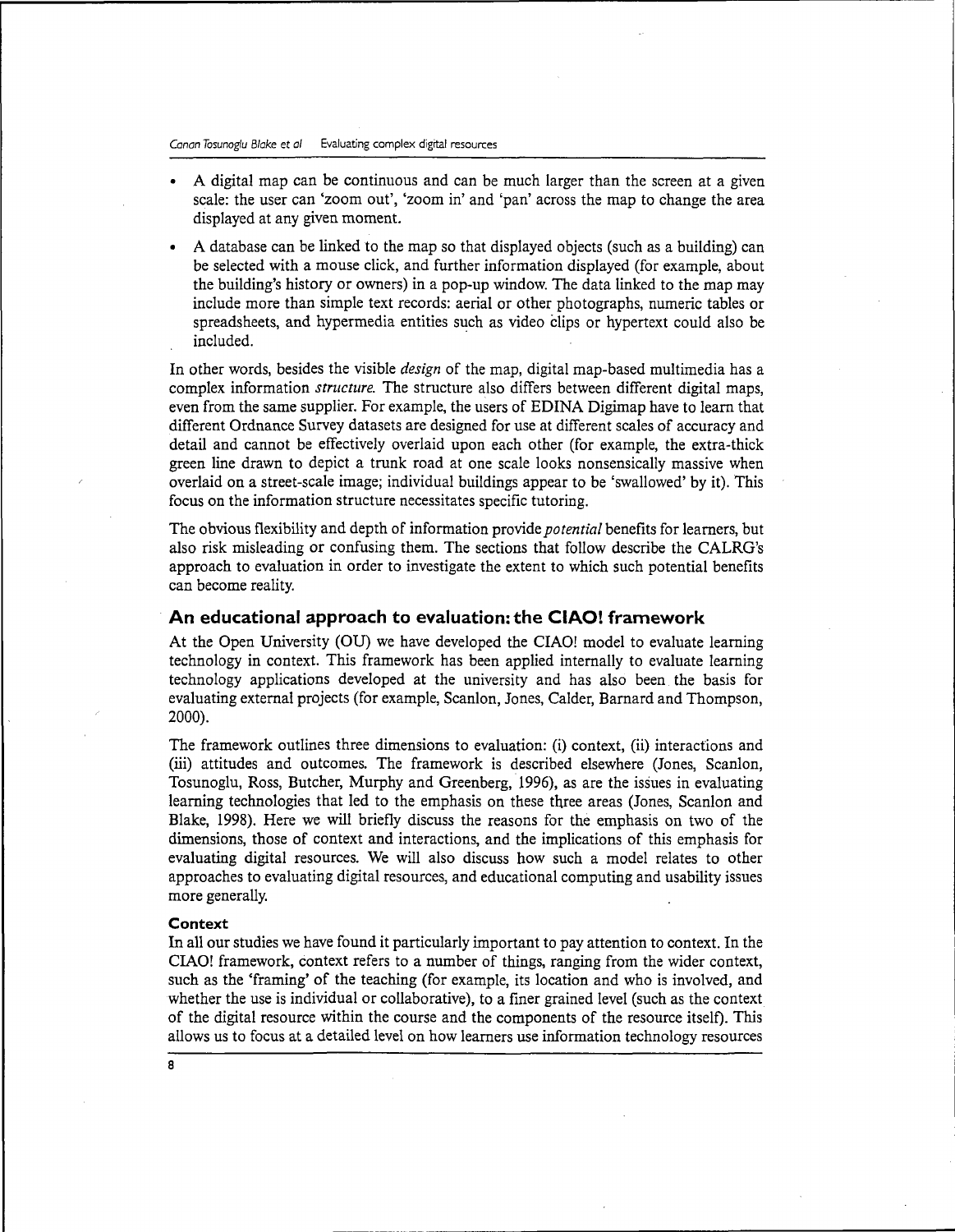- A digital map can be continuous and can be much larger than the screen at a given scale: the user can 'zoom out', 'zoom in' and 'pan' across the map to change the area displayed at any given moment.
- A database can be linked to the map so that displayed objects (such as a building) can be selected with a mouse click, and further information displayed (for example, about the building's history or owners) in a pop-up window. The data linked to the map may include more than simple text records: aerial or other photographs, numeric tables or spreadsheets, and hypermedia entities such as video clips or hypertext could also be included.

In other words, besides the visible *design* of the map, digital map-based multimedia has a complex information *structure*. The structure also differs between different digital maps, even from the same supplier. For example, the users of EDINA Digimap have to learn that different Ordnance Survey datasets are designed for use at different scales of accuracy and detail and cannot be effectively overlaid upon each other (for example, the extra-thick green line drawn to depict a trunk road at one scale looks nonsensically massive when overlaid on a street-scale image; individual buildings appear to be 'swallowed' by it). This focus on the information structure necessitates specific tutoring.

The obvious flexibility and depth of information provide *potential* benefits for learners, but also risk misleading or confusing them. The sections that follow describe the CALRG's approach to evaluation in order to investigate the extent to which such potential benefits can become reality.

## An educational approach to evaluation: the CIAO! framework

At the Open University (OU) we have developed the CIAO! model to evaluate learning technology in context. This framework has been applied internally to evaluate learning technology applications developed at the university and has also been the basis for evaluating external projects (for example, Scanlon, Jones, Calder, Barnard and Thompson, 2000).

The framework outlines three dimensions to evaluation: (i) context, (ii) interactions and (iii) attitudes and outcomes. The framework is described elsewhere (Jones, Scanlon, Tosunoglu, Ross, Butcher, Murphy and Greenberg, 1996), as are the issues in evaluating learning technologies that led to the emphasis on these three areas (Jones, Scanlon and Blake, 1998). Here we will briefly discuss the reasons for the emphasis on two of the dimensions, those of context and interactions, and the implications of this emphasis for evaluating digital resources. We will also discuss how such a model relates to other approaches to evaluating digital resources, and educational computing and usability issues more generally.

### Context

In all our studies we have found it particularly important to pay attention to context. In the CIAO! framework, context refers to a number of things, ranging from the wider context, such as the 'framing' of the teaching (for example, its location and who is involved, and whether the use is individual or collaborative), to a finer grained level (such as the context of the digital resource within the course and the components of the resource itself). This allows us to focus at a detailed level on how learners use information technology resources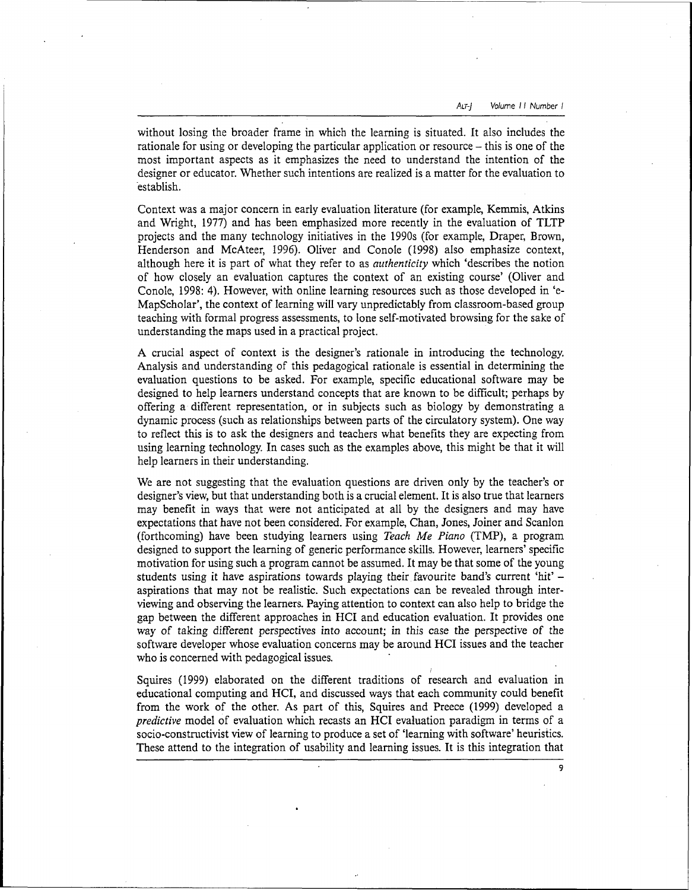without losing the broader frame in which the learning is situated. It also includes the rationale for using or developing the particular application or resource – this is one of the most important aspects as it emphasizes the need to understand the intention of the designer or educator. Whether such intentions are realized is a matter for the evaluation to establish.

Context was a major concern in early evaluation literature (for example, Kemmis, Atkins and Wright, 1977) and has been emphasized more recently in the evaluation of TLTP projects and the many technology initiatives in the 1990s (for example, Draper, Brown, Henderson and McAteer, 1996). Oliver and Conole (1998) also emphasize context, although here it is part of what they refer to as *authenticity* which 'describes the notion of how closely an evaluation captures the context of an existing course' (Oliver and Conole, 1998: 4). However, with online learning resources such as those developed in 'e-MapScholar', the context of learning will vary unpredictably from classroom-based group teaching with formal progress assessments, to lone self-motivated browsing for the sake of understanding the maps used in a practical project.

A crucial aspect of context is the designer's rationale in introducing the technology. Analysis and understanding of this pedagogical rationale is essential in determining the evaluation questions to be asked. For example, specific educational software may be designed to help learners understand concepts that are known to be difficult; perhaps by offering a different representation, or in subjects such as biology by demonstrating a dynamic process (such as relationships between parts of the circulatory system). One way to reflect this is to ask the designers and teachers what benefits they are expecting from using learning technology. In cases such as the examples above, this might be that it will help learners in their understanding.

We are not suggesting that the evaluation questions are driven only by the teacher's or designer's view, but that understanding both is a crucial element. It is also true that learners may benefit in ways that were not anticipated at all by the designers and may have expectations that have not been considered. For example, Chan, Jones, Joiner and Scanlon (forthcoming) have been studying learners using *Teach Me Piano* (TMP), a program designed to support the learning of generic performance skills. However, learners' specific motivation for using such a program cannot be assumed. It may be that some of the young students using it have aspirations towards playing their favourite band's current 'hit' – aspirations that may not be realistic. Such expectations can be revealed through interviewing and observing the learners. Paying attention to context can also help to bridge the gap between the different approaches in HCI and education evaluation. It provides one way of taking different perspectives into account; in this case the perspective of the software developer whose evaluation concerns may be around HCI issues and the teacher who is concerned with pedagogical issues.

Squires (1999) elaborated on the different traditions of research and evaluation in educational computing and HCI, and discussed ways that each community could benefit from the work of the other. As part of this, Squires and Preece (1999) developed a *predictive* model of evaluation which recasts an HCI evaluation paradigm in terms of a socio-constructivist view of learning to produce a set of 'learning with software' heuristics. These attend to the integration of usability and learning issues. It is this integration that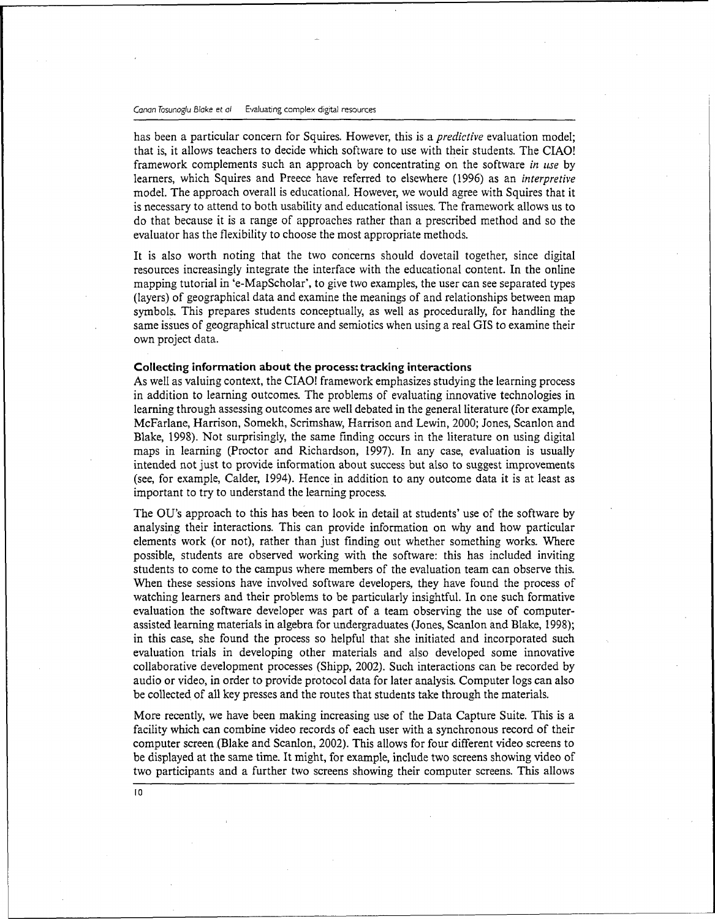has been a particular concern for Squires. However, this is a *predictive* evaluation model; that is, it allows teachers to decide which software to use with their students. The CIAO! framework complements such an approach by concentrating on the software *in use* by learners, which Squires and Preece have referred to elsewhere (1996) as an *interpretive* model. The approach overall is educational. However, we would agree with Squires that it is necessary to attend to both usability and educational issues. The framework allows us to do that because it is a range of approaches rather than a prescribed method and so the evaluator has the flexibility to choose the most appropriate methods.

It is also worth noting that the two concerns should dovetail together, since digital resources increasingly integrate the interface with the educational content. In the online mapping tutorial in 'e-MapScholar', to give two examples, the user can see separated types (layers) of geographical data and examine the meanings of and relationships between map symbols. This prepares students conceptually, as well as procedurally, for handling the same issues of geographical structure and semiotics when using a real GIS to examine their own project data.

**Collecting information about the process: tracking interactions**

As well as valuing context, the CIAO! framework emphasizes studying the learning process in addition to learning outcomes. The problems of evaluating innovative technologies in learning through assessing outcomes are well debated in the general literature (for example, McFarlane, Harrison, Somekh, Scrimshaw, Harrison and Lewin, 2000; Jones, Scanlon and Blake, 1998). Not surprisingly, the same finding occurs in the literature on using digital maps in learning (Proctor and Richardson, 1997). In any case, evaluation is usually intended not just to provide information about success but also to suggest improvements (see, for example, Calder, 1994). Hence in addition to any outcome data it is at least as important to try to understand the learning process.

The OU's approach to this has been to look in detail at students' use of the software by analysing their interactions. This can provide information on why and how particular elements work (or not), rather than just finding out whether something works. Where possible, students are observed working with the software: this has included inviting students to come to the campus where members of the evaluation team can observe this. When these sessions have involved software developers, they have found the process of watching learners and their problems to be particularly insightful. In one such formative evaluation the software developer was part of a team observing the use of computer-assisted learning materials in algebra for undergraduates (Jones, Scanlon and Blake, 1998); in this case, she found the process so helpful that she initiated and incorporated such evaluation trials in developing other materials and also developed some innovative collaborative development processes (Shipp, 2002). Such interactions can be recorded by audio or video, in order to provide protocol data for later analysis. Computer logs can also be collected of all key presses and the routes that students take through the materials.

More recently, we have been making increasing use of the Data Capture Suite. This is a facility which can combine video records of each user with a synchronous record of their computer screen (Blake and Scanlon, 2002). This allows for four different video screens to be displayed at the same time. It might, for example, include two screens showing video of two participants and a further two screens showing their computer screens. This allows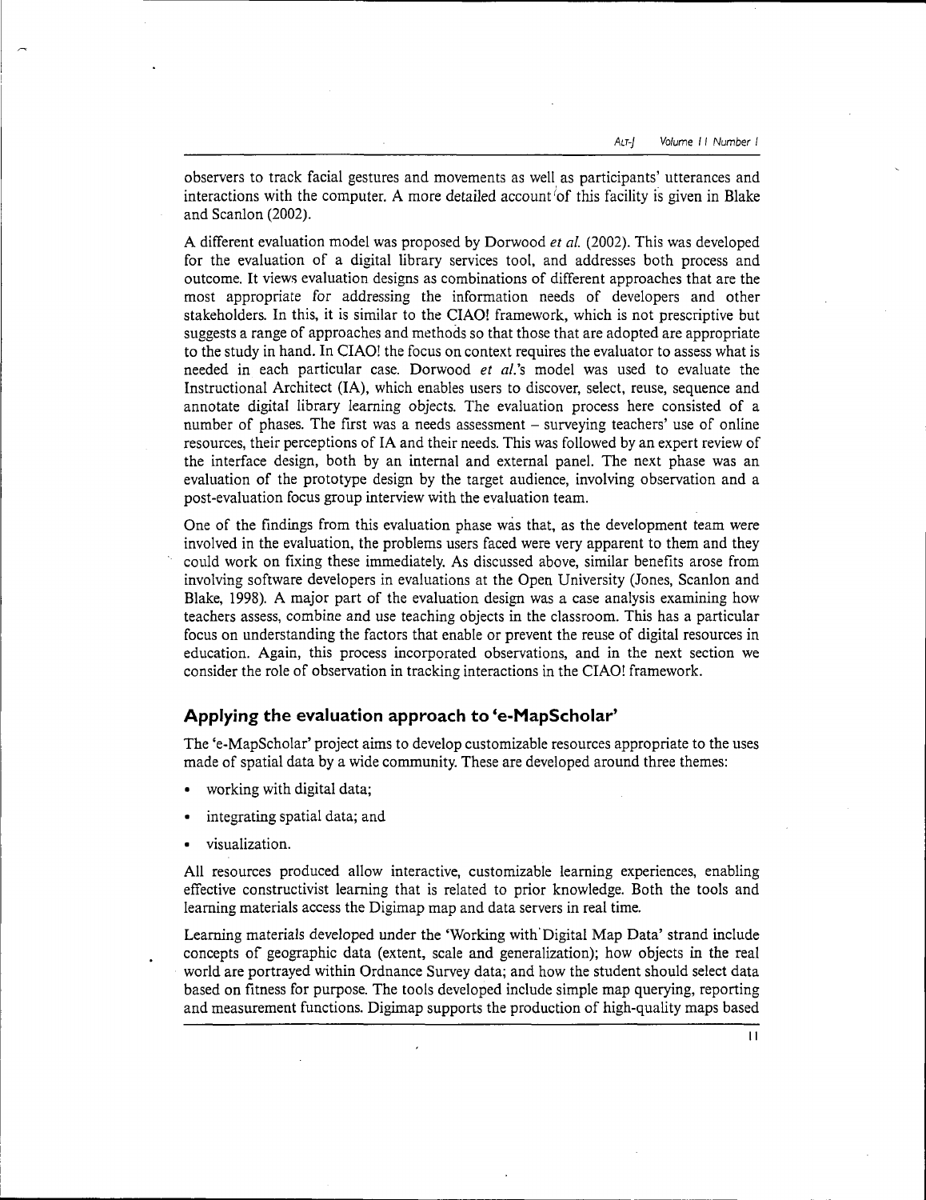observers to track facial gestures and movements as well as participants' utterances and interactions with the computer. A more detailed account of this facility is given in Blake and Scanlon (2002).

A different evaluation model was proposed by Dorwood *et al.* (2002). This was developed for the evaluation of a digital library services tool, and addresses both process and outcome. It views evaluation designs as combinations of different approaches that are the most appropriate for addressing the information needs of developers and other stakeholders. In this, it is similar to the CIAO! framework, which is not prescriptive but suggests a range of approaches and methods so that those that are adopted are appropriate to the study in hand. In CIAO! the focus on context requires the evaluator to assess what is needed in each particular case. Dorwood *et al.*'s model was used to evaluate the Instructional Architect (IA), which enables users to discover, select, reuse, sequence and annotate digital library learning objects. The evaluation process here consisted of a number of phases. The first was a needs assessment – surveying teachers' use of online resources, their perceptions of IA and their needs. This was followed by an expert review of the interface design, both by an internal and external panel. The next phase was an evaluation of the prototype design by the target audience, involving observation and a post-evaluation focus group interview with the evaluation team.

One of the findings from this evaluation phase was that, as the development team were involved in the evaluation, the problems users faced were very apparent to them and they could work on fixing these immediately. As discussed above, similar benefits arose from involving software developers in evaluations at the Open University (Jones, Scanlon and Blake, 1998). A major part of the evaluation design was a case analysis examining how teachers assess, combine and use teaching objects in the classroom. This has a particular focus on understanding the factors that enable or prevent the reuse of digital resources in education. Again, this process incorporated observations, and in the next section we consider the role of observation in tracking interactions in the CIAO! framework.

## Applying the evaluation approach to 'e-MapScholar'

The 'e-MapScholar' project aims to develop customizable resources appropriate to the uses made of spatial data by a wide community. These are developed around three themes:

- working with digital data;
- integrating spatial data; and
- visualization.

All resources produced allow interactive, customizable learning experiences, enabling effective constructivist learning that is related to prior knowledge. Both the tools and learning materials access the Digimap map and data servers in real time.

Learning materials developed under the 'Working with Digital Map Data' strand include concepts of geographic data (extent, scale and generalization); how objects in the real world are portrayed within Ordnance Survey data; and how the student should select data based on fitness for purpose. The tools developed include simple map querying, reporting and measurement functions. Digimap supports the production of high-quality maps based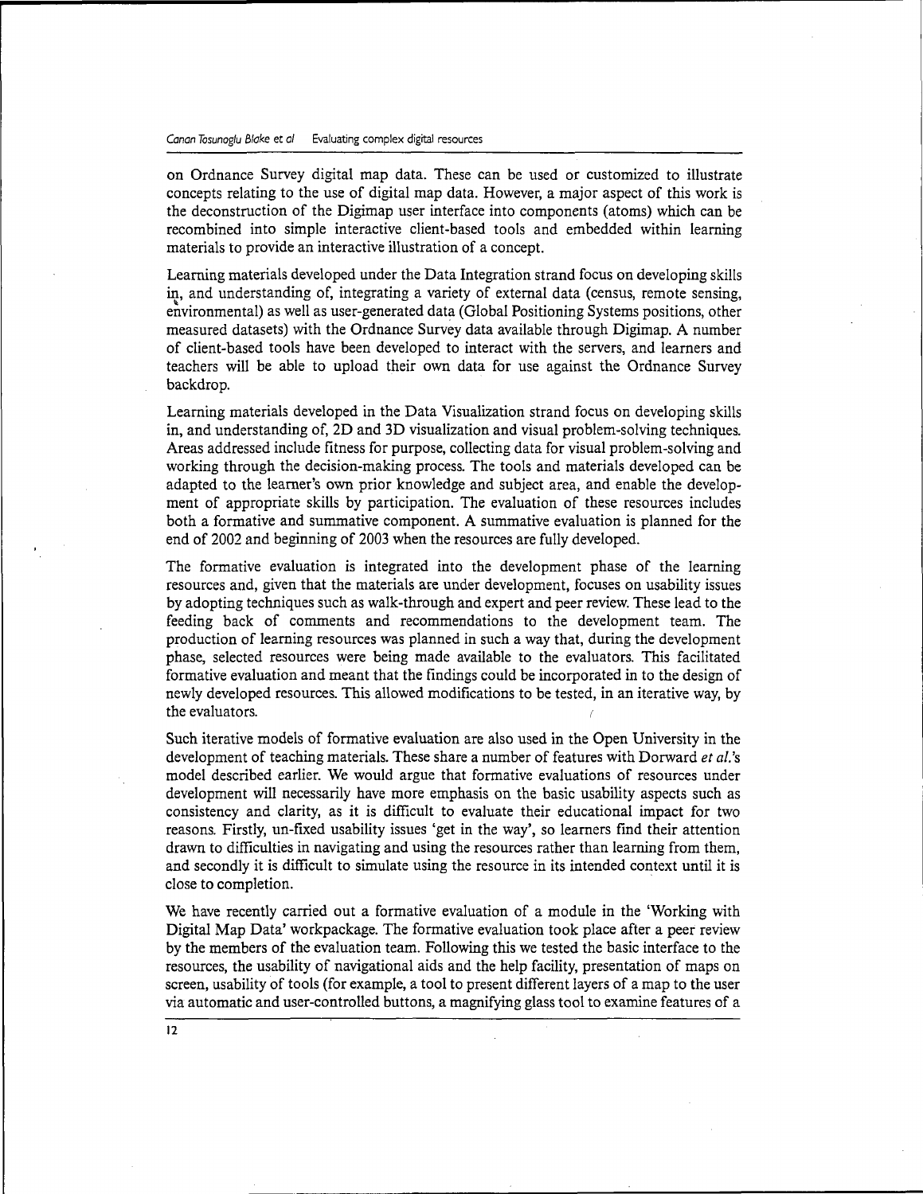on Ordnance Survey digital map data. These can be used or customized to illustrate concepts relating to the use of digital map data. However, a major aspect of this work is the deconstruction of the Digimap user interface into components (atoms) which can be recombined into simple interactive client-based tools and embedded within learning materials to provide an interactive illustration of a concept.

Learning materials developed under the Data Integration strand focus on developing skills in, and understanding of, integrating a variety of external data (census, remote sensing, environmental) as well as user-generated data (Global Positioning Systems positions, other measured datasets) with the Ordnance Survey data available through Digimap. A number of client-based tools have been developed to interact with the servers, and learners and teachers will be able to upload their own data for use against the Ordnance Survey backdrop.

Learning materials developed in the Data Visualization strand focus on developing skills in, and understanding of, 2D and 3D visualization and visual problem-solving techniques. Areas addressed include fitness for purpose, collecting data for visual problem-solving and working through the decision-making process. The tools and materials developed can be adapted to the learner's own prior knowledge and subject area, and enable the development of appropriate skills by participation. The evaluation of these resources includes both a formative and summative component. A summative evaluation is planned for the end of 2002 and beginning of 2003 when the resources are fully developed.

The formative evaluation is integrated into the development phase of the learning resources and, given that the materials are under development, focuses on usability issues by adopting techniques such as walk-through and expert and peer review. These lead to the feeding back of comments and recommendations to the development team. The production of learning resources was planned in such a way that, during the development phase, selected resources were being made available to the evaluators. This facilitated formative evaluation and meant that the findings could be incorporated in to the design of newly developed resources. This allowed modifications to be tested, in an iterative way, by the evaluators.

Such iterative models of formative evaluation are also used in the Open University in the development of teaching materials. These share a number of features with Dorward *et al.*'s model described earlier. We would argue that formative evaluations of resources under development will necessarily have more emphasis on the basic usability aspects such as consistency and clarity, as it is difficult to evaluate their educational impact for two reasons. Firstly, un-fixed usability issues 'get in the way', so learners find their attention drawn to difficulties in navigating and using the resources rather than learning from them, and secondly it is difficult to simulate using the resource in its intended context until it is close to completion.

We have recently carried out a formative evaluation of a module in the 'Working with Digital Map Data' workpackage. The formative evaluation took place after a peer review by the members of the evaluation team. Following this we tested the basic interface to the resources, the usability of navigational aids and the help facility, presentation of maps on screen, usability of tools (for example, a tool to present different layers of a map to the user via automatic and user-controlled buttons, a magnifying glass tool to examine features of a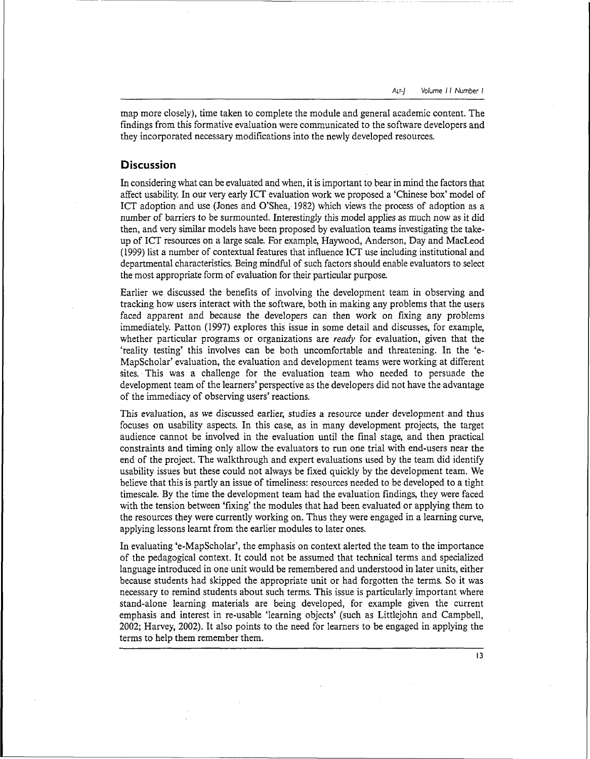map more closely), time taken to complete the module and general academic content. The findings from this formative evaluation were communicated to the software developers and they incorporated necessary modifications into the newly developed resources.

## Discussion

In considering what can be evaluated and when, it is important to bear in mind the factors that affect usability. In our very early ICT evaluation work we proposed a 'Chinese box' model of ICT adoption and use (Jones and O'Shea, 1982) which views the process of adoption as a number of barriers to be surmounted. Interestingly this model applies as much now as it did then, and very similar models have been proposed by evaluation teams investigating the take-up of ICT resources on a large scale. For example, Haywood, Anderson, Day and MacLeod (1999) list a number of contextual features that influence ICT use including institutional and departmental characteristics. Being mindful of such factors should enable evaluators to select the most appropriate form of evaluation for their particular purpose.

Earlier we discussed the benefits of involving the development team in observing and tracking how users interact with the software, both in making any problems that the users faced apparent and because the developers can then work on fixing any problems immediately. Patton (1997) explores this issue in some detail and discusses, for example, whether particular programs or organizations are *ready* for evaluation, given that the 'reality testing' this involves can be both uncomfortable and threatening. In the 'e-MapScholar' evaluation, the evaluation and development teams were working at different sites. This was a challenge for the evaluation team who needed to persuade the development team of the learners' perspective as the developers did not have the advantage of the immediacy of observing users' reactions.

This evaluation, as we discussed earlier, studies a resource under development and thus focuses on usability aspects. In this case, as in many development projects, the target audience cannot be involved in the evaluation until the final stage, and then practical constraints and timing only allow the evaluators to run one trial with end-users near the end of the project. The walkthrough and expert evaluations used by the team did identify usability issues but these could not always be fixed quickly by the development team. We believe that this is partly an issue of timeliness: resources needed to be developed to a tight timescale. By the time the development team had the evaluation findings, they were faced with the tension between 'fixing' the modules that had been evaluated or applying them to the resources they were currently working on. Thus they were engaged in a learning curve, applying lessons learnt from the earlier modules to later ones.

In evaluating 'e-MapScholar', the emphasis on context alerted the team to the importance of the pedagogical context. It could not be assumed that technical terms and specialized language introduced in one unit would be remembered and understood in later units, either because students had skipped the appropriate unit or had forgotten the terms. So it was necessary to remind students about such terms. This issue is particularly important where stand-alone learning materials are being developed, for example given the current emphasis and interest in re-usable 'learning objects' (such as Littlejohn and Campbell, 2002; Harvey, 2002). It also points to the need for learners to be engaged in applying the terms to help them remember them.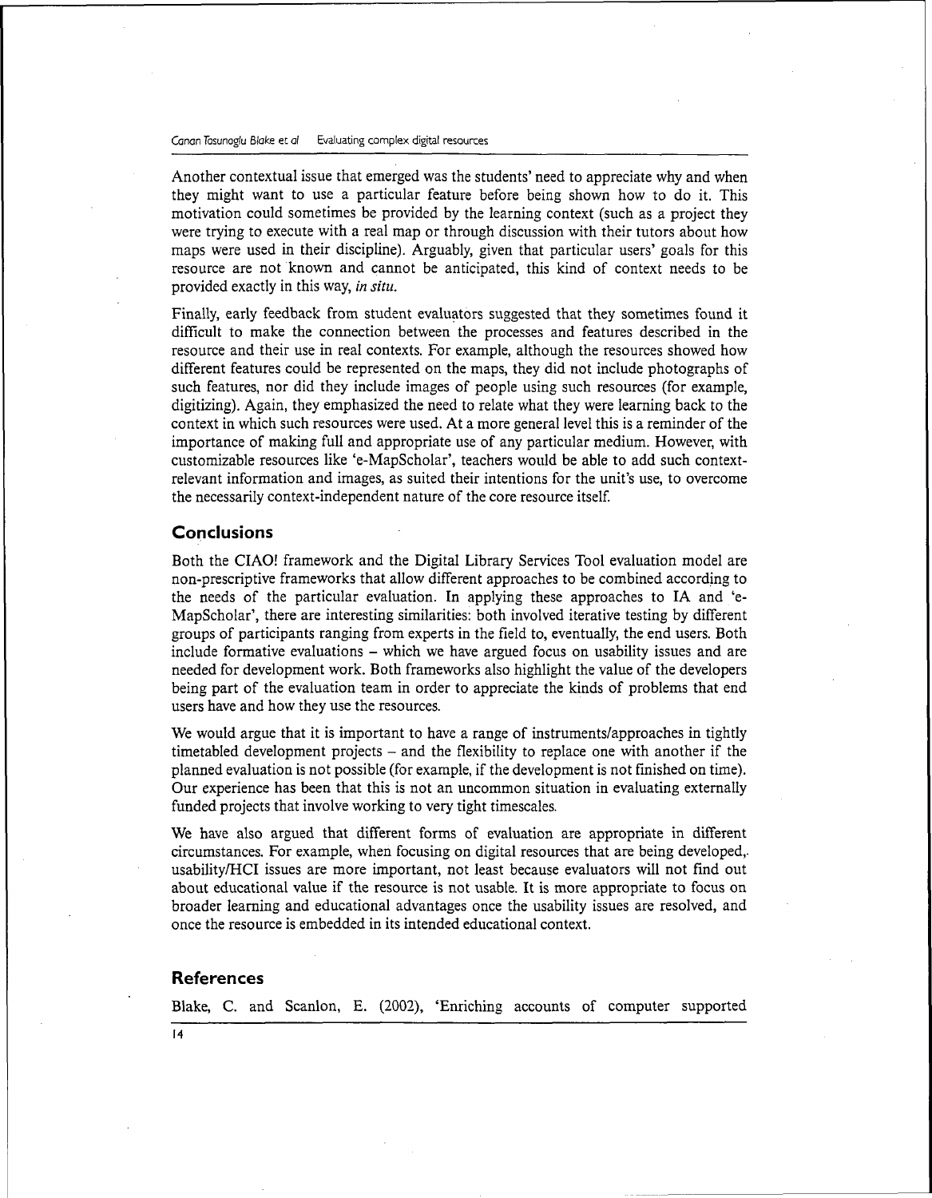Another contextual issue that emerged was the students' need to appreciate why and when they might want to use a particular feature before being shown how to do it. This motivation could sometimes be provided by the learning context (such as a project they were trying to execute with a real map or through discussion with their tutors about how maps were used in their discipline). Arguably, given that particular users' goals for this resource are not known and cannot be anticipated, this kind of context needs to be provided exactly in this way, *in situ*.

Finally, early feedback from student evaluators suggested that they sometimes found it difficult to make the connection between the processes and features described in the resource and their use in real contexts. For example, although the resources showed how different features could be represented on the maps, they did not include photographs of such features, nor did they include images of people using such resources (for example, digitizing). Again, they emphasized the need to relate what they were learning back to the context in which such resources were used. At a more general level this is a reminder of the importance of making full and appropriate use of any particular medium. However, with customizable resources like 'e-MapScholar', teachers would be able to add such context-relevant information and images, as suited their intentions for the unit's use, to overcome the necessarily context-independent nature of the core resource itself.

## Conclusions

Both the CIAO! framework and the Digital Library Services Tool evaluation model are non-prescriptive frameworks that allow different approaches to be combined according to the needs of the particular evaluation. In applying these approaches to IA and 'e-MapScholar', there are interesting similarities: both involved iterative testing by different groups of participants ranging from experts in the field to, eventually, the end users. Both include formative evaluations – which we have argued focus on usability issues and are needed for development work. Both frameworks also highlight the value of the developers being part of the evaluation team in order to appreciate the kinds of problems that end users have and how they use the resources.

We would argue that it is important to have a range of instruments/approaches in tightly timetabled development projects – and the flexibility to replace one with another if the planned evaluation is not possible (for example, if the development is not finished on time). Our experience has been that this is not an uncommon situation in evaluating externally funded projects that involve working to very tight timescales.

We have also argued that different forms of evaluation are appropriate in different circumstances. For example, when focusing on digital resources that are being developed, usability/HCI issues are more important, not least because evaluators will not find out about educational value if the resource is not usable. It is more appropriate to focus on broader learning and educational advantages once the usability issues are resolved, and once the resource is embedded in its intended educational context.

## References

Blake, C. and Scanlon, E. (2002), 'Enriching accounts of computer supported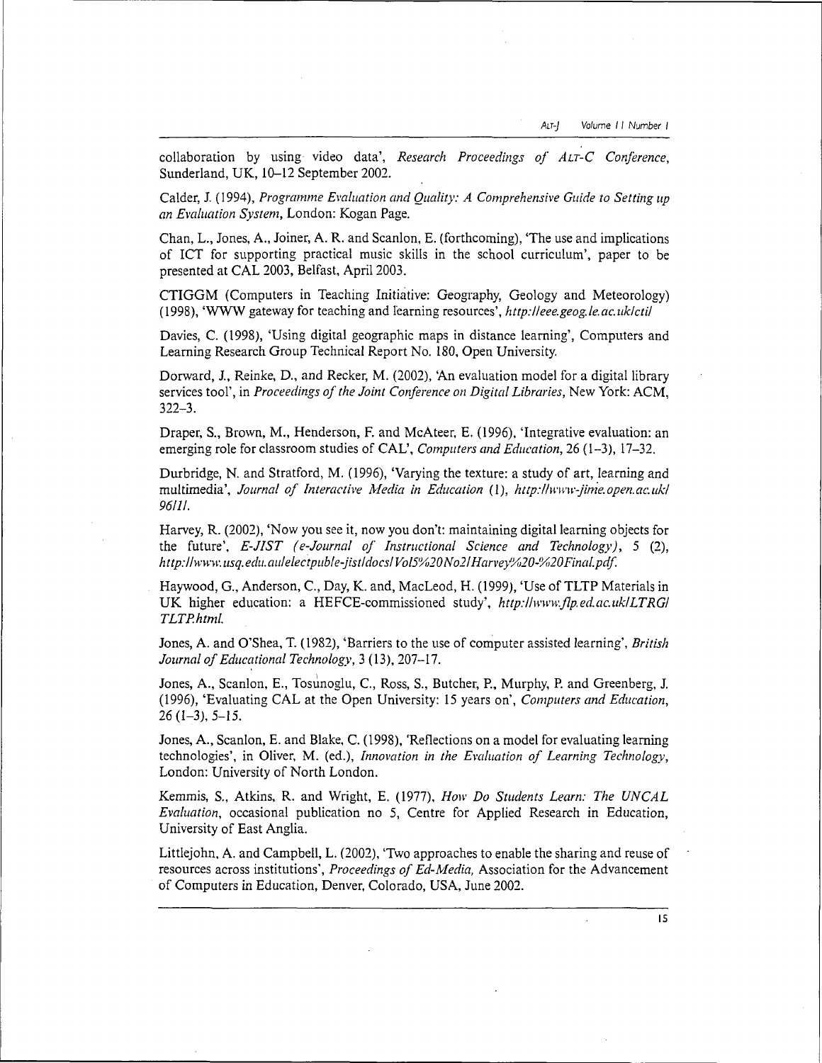collaboration by using video data', *Research Proceedings of ALT-C Conference*, Sunderland, UK, 10–12 September 2002.

Calder, J. (1994), *Programme Evaluation and Quality: A Comprehensive Guide to Setting up an Evaluation System*, London: Kogan Page.

Chan, L., Jones, A., Joiner, A. R. and Scanlon, E. (forthcoming), 'The use and implications of ICT for supporting practical music skills in the school curriculum', paper to be presented at CAL 2003, Belfast, April 2003.

CTIGGM (Computers in Teaching Initiative: Geography, Geology and Meteorology) (1998), 'WWW gateway for teaching and learning resources', *http://eee.geog.le.ac.uk/cti/*

Davies, C. (1998), 'Using digital geographic maps in distance learning', Computers and Learning Research Group Technical Report No. 180, Open University.

Dorward, J., Reinke, D., and Recker, M. (2002), 'An evaluation model for a digital library services tool', in *Proceedings of the Joint Conference on Digital Libraries*, New York: ACM, 322–3.

Draper, S., Brown, M., Henderson, F. and McAteer, E. (1996), 'Integrative evaluation: an emerging role for classroom studies of CAL', *Computers and Education*, 26 (1–3), 17–32.

Durbridge, N. and Stratford, M. (1996), 'Varying the texture: a study of art, learning and multimedia', *Journal of Interactive Media in Education* (1), *http://www-jime.open.ac.uk/96/1/*.

Harvey, R. (2002), 'Now you see it, now you don't: maintaining digital learning objects for the future', *E-JIST (e-Journal of Instructional Science and Technology)*, 5 (2), *http://www.usq.edu.au/electpub/e-jist/docs/Vol5%20No2/Harvey%20-%20Final.pdf*.

Haywood, G., Anderson, C., Day, K. and, MacLeod, H. (1999), 'Use of TLTP Materials in UK higher education: a HEFCE-commissioned study', *http://www.flp.ed.ac.uk/LTRG/TLTP.html*.

Jones, A. and O'Shea, T. (1982), 'Barriers to the use of computer assisted learning', *British Journal of Educational Technology*, 3 (13), 207–17.

Jones, A., Scanlon, E., Tosunoglu, C., Ross, S., Butcher, P., Murphy, P. and Greenberg, J. (1996), 'Evaluating CAL at the Open University: 15 years on', *Computers and Education*, 26 (1–3), 5–15.

Jones, A., Scanlon, E. and Blake, C. (1998), 'Reflections on a model for evaluating learning technologies', in Oliver, M. (ed.), *Innovation in the Evaluation of Learning Technology*, London: University of North London.

Kemmis, S., Atkins, R. and Wright, E. (1977), *How Do Students Learn: The UNCAL Evaluation*, occasional publication no 5, Centre for Applied Research in Education, University of East Anglia.

Littlejohn, A. and Campbell, L. (2002), 'Two approaches to enable the sharing and reuse of resources across institutions', *Proceedings of Ed-Media*, Association for the Advancement of Computers in Education, Denver, Colorado, USA, June 2002.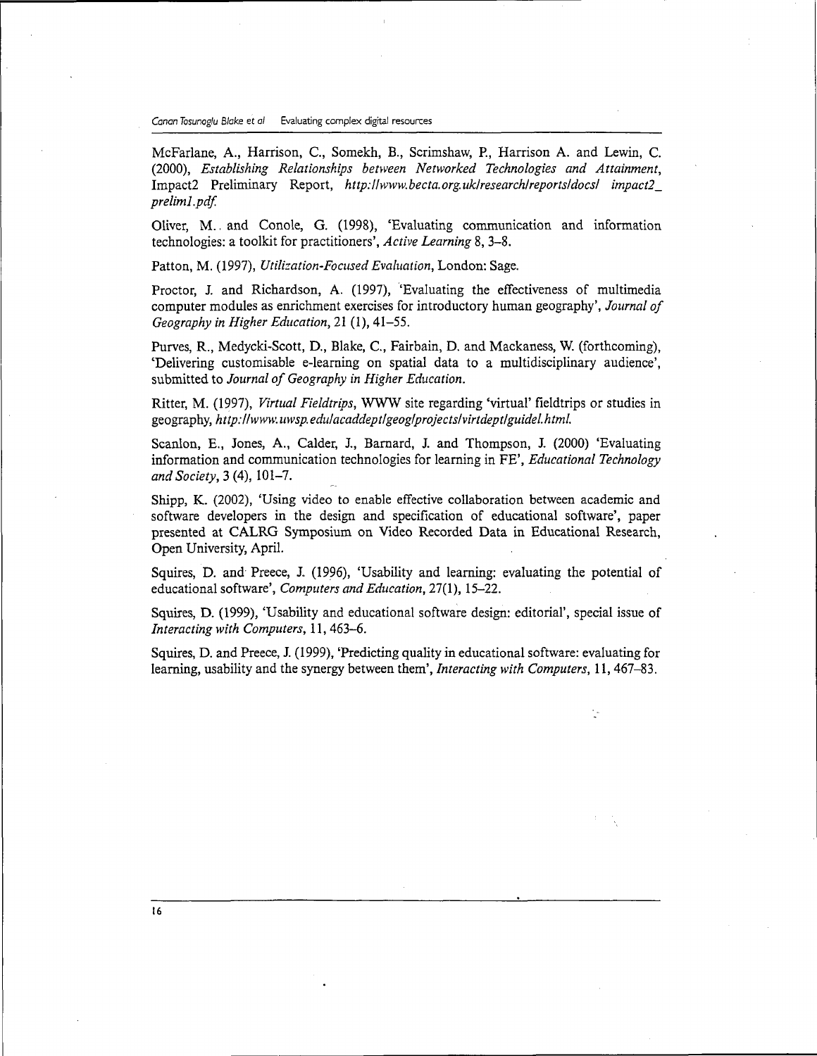McFarlane, A., Harrison, C., Somekh, B., Scrimshaw, P., Harrison A. and Lewin, C. (2000), *Establishing Relationships between Networked Technologies and Attainment*, Impact2 Preliminary Report, *http://www.becta.org.uk/research/reports/docs/ impact2_preliml.pdf.*

Oliver, M. and Conole, G. (1998), 'Evaluating communication and information technologies: a toolkit for practitioners', *Active Learning* 8, 3–8.

Patton, M. (1997), *Utilization-Focused Evaluation*, London: Sage.

Proctor, J. and Richardson, A. (1997), 'Evaluating the effectiveness of multimedia computer modules as enrichment exercises for introductory human geography', *Journal of Geography in Higher Education*, 21 (1), 41–55.

Purves, R., Medycki-Scott, D., Blake, C., Fairbain, D. and Mackaness, W. (forthcoming), 'Delivering customisable e-learning on spatial data to a multidisciplinary audience', submitted to *Journal of Geography in Higher Education*.

Ritter, M. (1997), *Virtual Fieldtrips*, WWW site regarding 'virtual' fieldtrips or studies in geography, *http://www.uwsp.edu/acaddept/geog/projects/virtdept/guidel.html.*

Scanlon, E., Jones, A., Calder, J., Barnard, J. and Thompson, J. (2000) 'Evaluating information and communication technologies for learning in FE', *Educational Technology and Society*, 3 (4), 101–7.

Shipp, K. (2002), 'Using video to enable effective collaboration between academic and software developers in the design and specification of educational software', paper presented at CALRG Symposium on Video Recorded Data in Educational Research, Open University, April.

Squires, D. and Preece, J. (1996), 'Usability and learning: evaluating the potential of educational software', *Computers and Education*, 27(1), 15–22.

Squires, D. (1999), 'Usability and educational software design: editorial', special issue of *Interacting with Computers*, 11, 463–6.

Squires, D. and Preece, J. (1999), 'Predicting quality in educational software: evaluating for learning, usability and the synergy between them', *Interacting with Computers*, 11, 467–83.